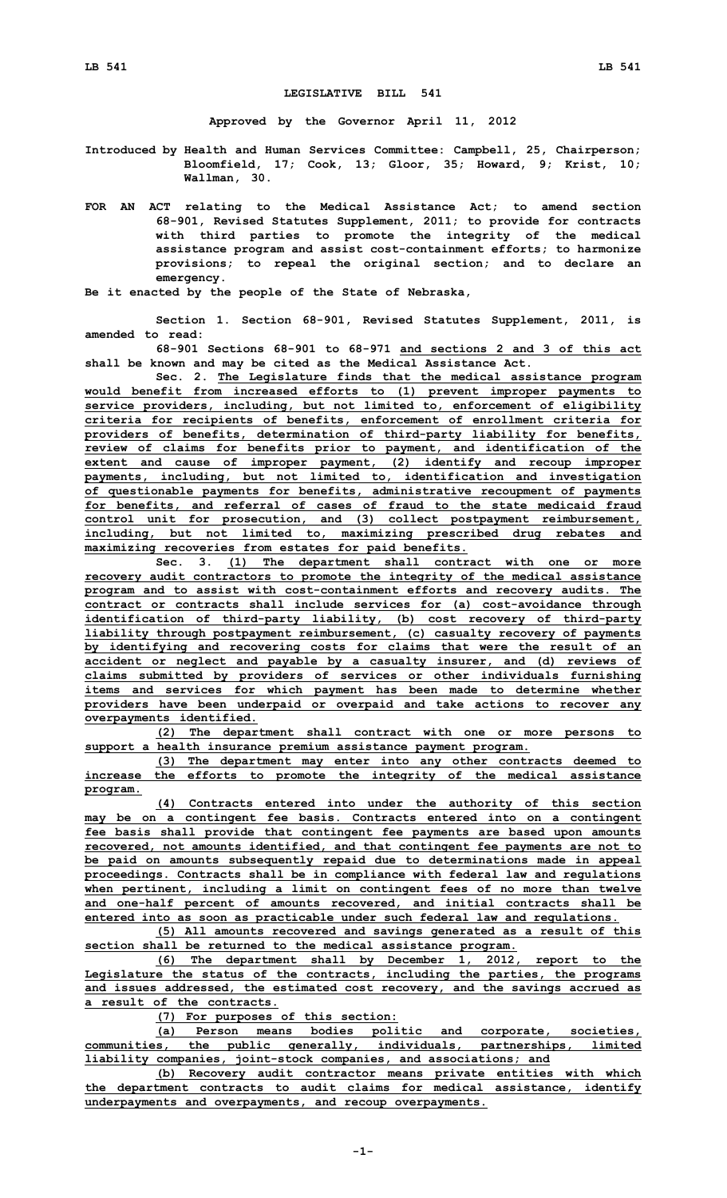# LEGISLATIVE BILL 541

**Approved by the Governor April 11, 2012**

**Introduced by Health and Human Services Committee: Campbell, 25, Chairperson; Bloomfield, 17; Cook, 13; Gloor, 35; Howard, 9; Krist, 10; Wallman, 30.**

**FOR AN ACT relating to the Medical Assistance Act; to amend section 68-901, Revised Statutes Supplement, 2011; to provide for contracts with third parties to promote the integrity of the medical assistance program and assist cost-containment efforts; to harmonize provisions; to repeal the original section; and to declare an emergency.**

**Be it enacted by the people of the State of Nebraska,**

**Section 1. Section 68-901, Revised Statutes Supplement, 2011, is amended to read:**

**68-901 Sections 68-901 to 68-971 and sections 2 and 3 of this act shall be known and may be cited as the Medical Assistance Act.**

**Sec. 2. The Legislature finds that the medical assistance program would benefit from increased efforts to (1) prevent improper payments to service providers, including, but not limited to, enforcement of eligibility criteria for recipients of benefits, enforcement of enrollment criteria for providers of benefits, determination of third-party liability for benefits, review of claims for benefits prior to payment, and identification of the extent and cause of improper payment, (2) identify and recoup improper payments, including, but not limited to, identification and investigation of questionable payments for benefits, administrative recoupment of payments for benefits, and referral of cases of fraud to the state medicaid fraud control unit for prosecution, and (3) collect postpayment reimbursement, including, but not limited to, maximizing prescribed drug rebates and maximizing recoveries from estates for paid benefits.**

**Sec. 3. (1) The department shall contract with one or more recovery audit contractors to promote the integrity of the medical assistance program and to assist with cost-containment efforts and recovery audits. The contract or contracts shall include services for (a) cost-avoidance through identification of third-party liability, (b) cost recovery of third-party liability through postpayment reimbursement, (c) casualty recovery of payments by identifying and recovering costs for claims that were the result of an accident or neglect and payable by a casualty insurer, and (d) reviews of claims submitted by providers of services or other individuals furnishing items and services for which payment has been made to determine whether providers have been underpaid or overpaid and take actions to recover any overpayments identified.**

**(2) The department shall contract with one or more persons to support a health insurance premium assistance payment program.**

**(3) The department may enter into any other contracts deemed to increase the efforts to promote the integrity of the medical assistance program.**

**(4) Contracts entered into under the authority of this section may be on a contingent fee basis. Contracts entered into on a contingent fee basis shall provide that contingent fee payments are based upon amounts recovered, not amounts identified, and that contingent fee payments are not to be paid on amounts subsequently repaid due to determinations made in appeal proceedings. Contracts shall be in compliance with federal law and regulations when pertinent, including a limit on contingent fees of no more than twelve and one-half percent of amounts recovered, and initial contracts shall be entered into as soon as practicable under such federal law and regulations.**

**(5) All amounts recovered and savings generated as a result of this section shall be returned to the medical assistance program.**

**(6) The department shall by December 1, 2012, report to the Legislature the status of the contracts, including the parties, the programs and issues addressed, the estimated cost recovery, and the savings accrued as a result of the contracts.**

**(7) For purposes of this section:**

**(a) Person means bodies politic and corporate, societies, communities, the public generally, individuals, partnerships, limited liability companies, joint-stock companies, and associations; and**

**(b) Recovery audit contractor means private entities with which the department contracts to audit claims for medical assistance, identify underpayments and overpayments, and recoup overpayments.**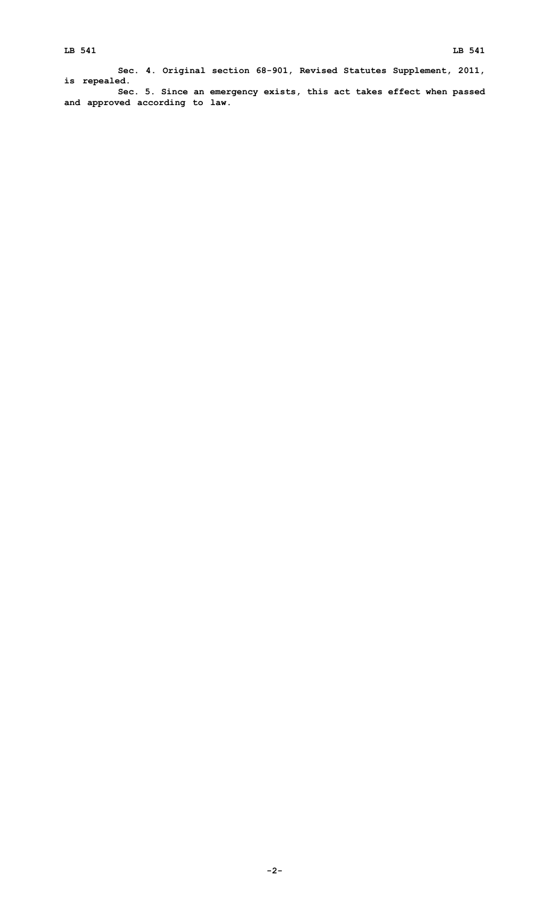**Sec. 4. Original section 68-901, Revised Statutes Supplement, 2011, is repealed.**

**Sec. 5. Since an emergency exists, this act takes effect when passed and approved according to law.**